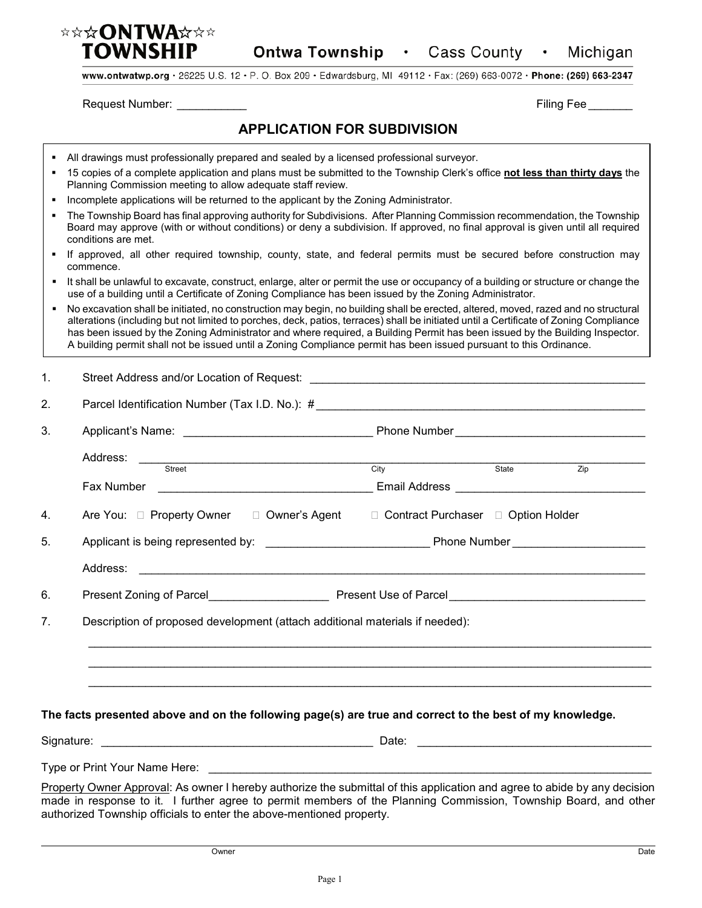☆☆☆ONTWA☆☆☆
TOWNSHIP

**Ontwa Township • Cass County • Michigan**

www.ontwatwp.org • 26225 U.S. 12 • P. O. Box 209 • Edwardsburg, MI 49112 • Fax: (269) 663-0072 • **Phone: (269) 663-2347**

Request Number: ___________ Filing Fee _______

## APPLICATION FOR SUBDIVISION

- All drawings must professionally prepared and sealed by a licensed professional surveyor.
- 15 copies of a complete application and plans must be submitted to the Township Clerk's office **not less than thirty days** the Planning Commission meeting to allow adequate staff review.
- Incomplete applications will be returned to the applicant by the Zoning Administrator.
- The Township Board has final approving authority for Subdivisions. After Planning Commission recommendation, the Township Board may approve (with or without conditions) or deny a subdivision. If approved, no final approval is given until all required conditions are met.
- If approved, all other required township, county, state, and federal permits must be secured before construction may commence.
- It shall be unlawful to excavate, construct, enlarge, alter or permit the use or occupancy of a building or structure or change the use of a building until a Certificate of Zoning Compliance has been issued by the Zoning Administrator.
- No excavation shall be initiated, no construction may begin, no building shall be erected, altered, moved, razed and no structural alterations (including but not limited to porches, deck, patios, terraces) shall be initiated until a Certificate of Zoning Compliance has been issued by the Zoning Administrator and where required, a Building Permit has been issued by the Building Inspector. A building permit shall not be issued until a Zoning Compliance permit has been issued pursuant to this Ordinance.

1. Street Address and/or Location of Request: ______________________________________________

2. Parcel Identification Number (Tax I.D. No.): #____________________________________________

3. Applicant's Name: ____________________________ Phone Number ____________________________

   Address: ______________________________________________________________________
   Street City State Zip

   Fax Number ________________________________ Email Address ____________________________

4. Are You: ☐ Property Owner ☐ Owner's Agent ☐ Contract Purchaser ☐ Option Holder

5. Applicant is being represented by: ________________________ Phone Number ___________________

   Address: ______________________________________________________________________

6. Present Zoning of Parcel__________________ Present Use of Parcel ____________________________

7. Description of proposed development (attach additional materials if needed):

   ________________________________________________________________________________

   ________________________________________________________________________________

   ________________________________________________________________________________

**The facts presented above and on the following page(s) are true and correct to the best of my knowledge.**

Signature: ________________________________________ Date: ___________________________________

Type or Print Your Name Here: ______________________________________________________________

Property Owner Approval: As owner I hereby authorize the submittal of this application and agree to abide by any decision made in response to it. I further agree to permit members of the Planning Commission, Township Board, and other authorized Township officials to enter the above-mentioned property.

______________________________________________________________________________________
Owner Date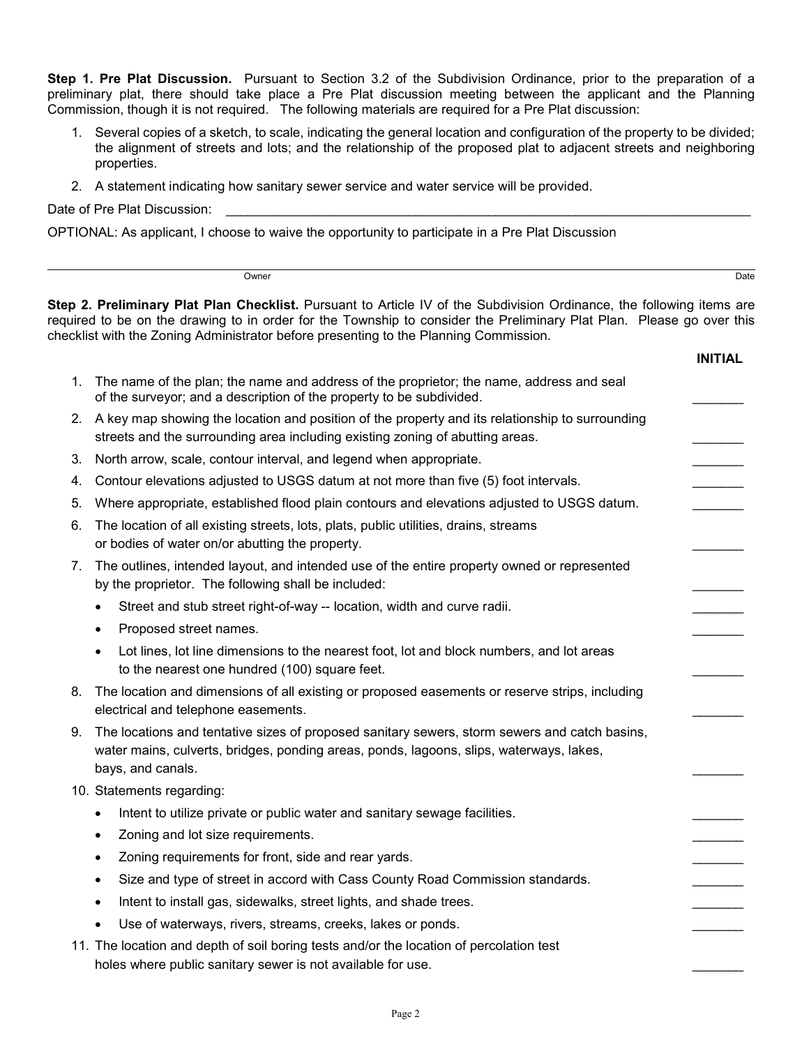**Step 1. Pre Plat Discussion.** Pursuant to Section 3.2 of the Subdivision Ordinance, prior to the preparation of a preliminary plat, there should take place a Pre Plat discussion meeting between the applicant and the Planning Commission, though it is not required. The following materials are required for a Pre Plat discussion:

1. Several copies of a sketch, to scale, indicating the general location and configuration of the property to be divided; the alignment of streets and lots; and the relationship of the proposed plat to adjacent streets and neighboring properties.
2. A statement indicating how sanitary sewer service and water service will be provided.

Date of Pre Plat Discussion: ______________________________________________

OPTIONAL: As applicant, I choose to waive the opportunity to participate in a Pre Plat Discussion

______________________________________________
Owner                                                                                                    Date

**Step 2. Preliminary Plat Plan Checklist.** Pursuant to Article IV of the Subdivision Ordinance, the following items are required to be on the drawing to in order for the Township to consider the Preliminary Plat Plan. Please go over this checklist with the Zoning Administrator before presenting to the Planning Commission.

| Item | INITIAL |
|---|---|
| 1. The name of the plan; the name and address of the proprietor; the name, address and seal of the surveyor; and a description of the property to be subdivided. | _______ |
| 2. A key map showing the location and position of the property and its relationship to surrounding streets and the surrounding area including existing zoning of abutting areas. | _______ |
| 3. North arrow, scale, contour interval, and legend when appropriate. | _______ |
| 4. Contour elevations adjusted to USGS datum at not more than five (5) foot intervals. | _______ |
| 5. Where appropriate, established flood plain contours and elevations adjusted to USGS datum. | _______ |
| 6. The location of all existing streets, lots, plats, public utilities, drains, streams or bodies of water on/or abutting the property. | _______ |
| 7. The outlines, intended layout, and intended use of the entire property owned or represented by the proprietor. The following shall be included: | _______ |
| • Street and stub street right-of-way -- location, width and curve radii. | _______ |
| • Proposed street names. | _______ |
| • Lot lines, lot line dimensions to the nearest foot, lot and block numbers, and lot areas to the nearest one hundred (100) square feet. | _______ |
| 8. The location and dimensions of all existing or proposed easements or reserve strips, including electrical and telephone easements. | _______ |
| 9. The locations and tentative sizes of proposed sanitary sewers, storm sewers and catch basins, water mains, culverts, bridges, ponding areas, ponds, lagoons, slips, waterways, lakes, bays, and canals. | _______ |
| 10. Statements regarding: | |
| • Intent to utilize private or public water and sanitary sewage facilities. | _______ |
| • Zoning and lot size requirements. | _______ |
| • Zoning requirements for front, side and rear yards. | _______ |
| • Size and type of street in accord with Cass County Road Commission standards. | _______ |
| • Intent to install gas, sidewalks, street lights, and shade trees. | _______ |
| • Use of waterways, rivers, streams, creeks, lakes or ponds. | _______ |
| 11. The location and depth of soil boring tests and/or the location of percolation test holes where public sanitary sewer is not available for use. | _______ |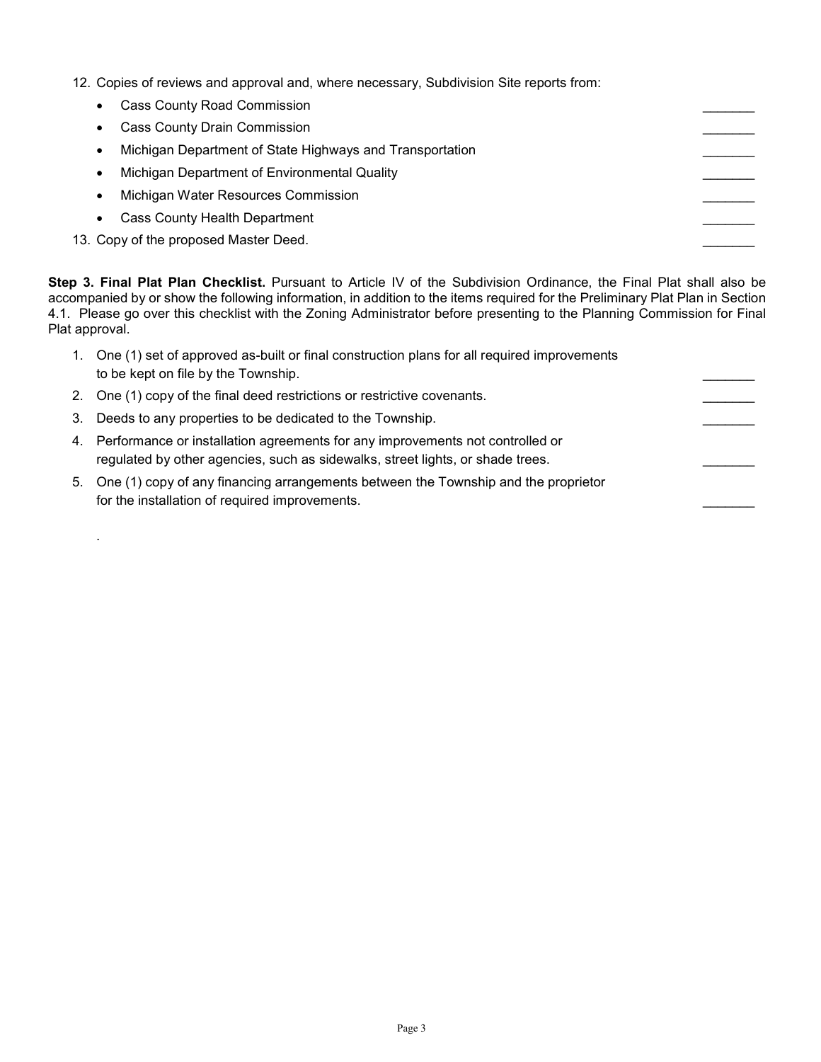12. Copies of reviews and approval and, where necessary, Subdivision Site reports from:
    - Cass County Road Commission _______
    - Cass County Drain Commission _______
    - Michigan Department of State Highways and Transportation _______
    - Michigan Department of Environmental Quality _______
    - Michigan Water Resources Commission _______
    - Cass County Health Department _______
13. Copy of the proposed Master Deed. _______

**Step 3. Final Plat Plan Checklist.** Pursuant to Article IV of the Subdivision Ordinance, the Final Plat shall also be accompanied by or show the following information, in addition to the items required for the Preliminary Plat Plan in Section 4.1. Please go over this checklist with the Zoning Administrator before presenting to the Planning Commission for Final Plat approval.

1. One (1) set of approved as-built or final construction plans for all required improvements to be kept on file by the Township. _______
2. One (1) copy of the final deed restrictions or restrictive covenants. _______
3. Deeds to any properties to be dedicated to the Township. _______
4. Performance or installation agreements for any improvements not controlled or regulated by other agencies, such as sidewalks, street lights, or shade trees. _______
5. One (1) copy of any financing arrangements between the Township and the proprietor for the installation of required improvements. _______